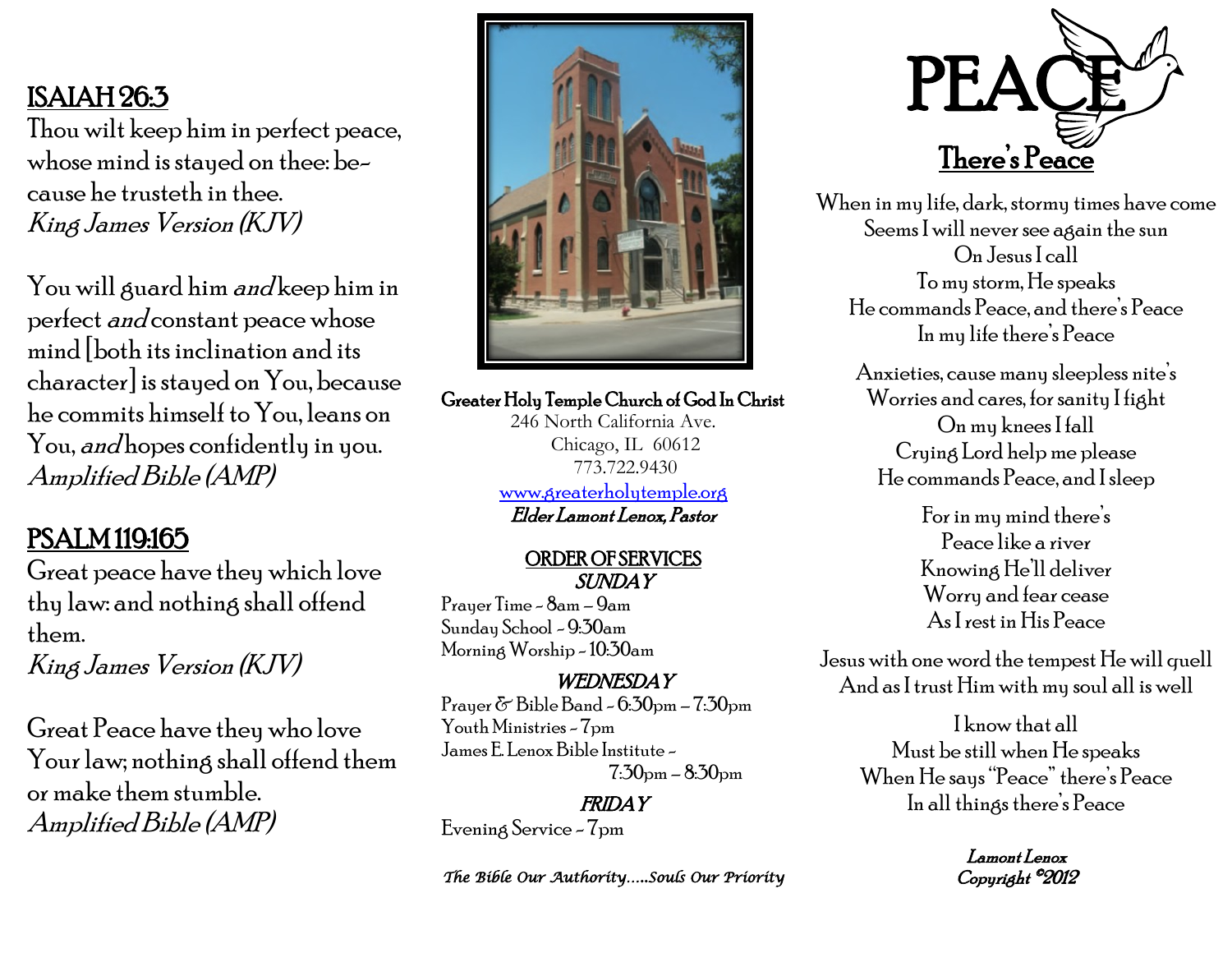## ISAIAH 26:3

Thou wilt keep him in perfect peace, whose mind is stayed on thee: because he trusteth in thee.
*King James Version (KJV)*

You will guard him *and* keep him in perfect *and* constant peace whose mind [both its inclination and its character] is stayed on You, because he commits himself to You, leans on You, *and* hopes confidently in you.
*Amplified Bible (AMP)*

## PSALM 119:165

Great peace have they which love thy law: and nothing shall offend them.
*King James Version (KJV)*

Great Peace have they who love Your law; nothing shall offend them or make them stumble.
*Amplified Bible (AMP)*

**Greater Holy Temple Church of God In Christ**
246 North California Ave.
Chicago, IL 60612
773.722.9430
www.greaterholytemple.org
***Elder Lamont Lenox, Pastor***

### ORDER OF SERVICES

***SUNDAY***

Prayer Time - 8am – 9am
Sunday School - 9:30am
Morning Worship - 10:30am

***WEDNESDAY***

Prayer & Bible Band - 6:30pm – 7:30pm
Youth Ministries - 7pm
James E. Lenox Bible Institute - 7:30pm – 8:30pm

***FRIDAY***

Evening Service - 7pm

*The Bible Our Authority.....Souls Our Priority*

# PEACE

## There's Peace

When in my life, dark, stormy times have come
Seems I will never see again the sun
On Jesus I call
To my storm, He speaks
He commands Peace, and there's Peace
In my life there's Peace

Anxieties, cause many sleepless nite's
Worries and cares, for sanity I fight
On my knees I fall
Crying Lord help me please
He commands Peace, and I sleep

For in my mind there's
Peace like a river
Knowing He'll deliver
Worry and fear cease
As I rest in His Peace

Jesus with one word the tempest He will quell
And as I trust Him with my soul all is well

I know that all
Must be still when He speaks
When He says "Peace" there's Peace
In all things there's Peace

***Lamont Lenox***
***Copyright ©2012***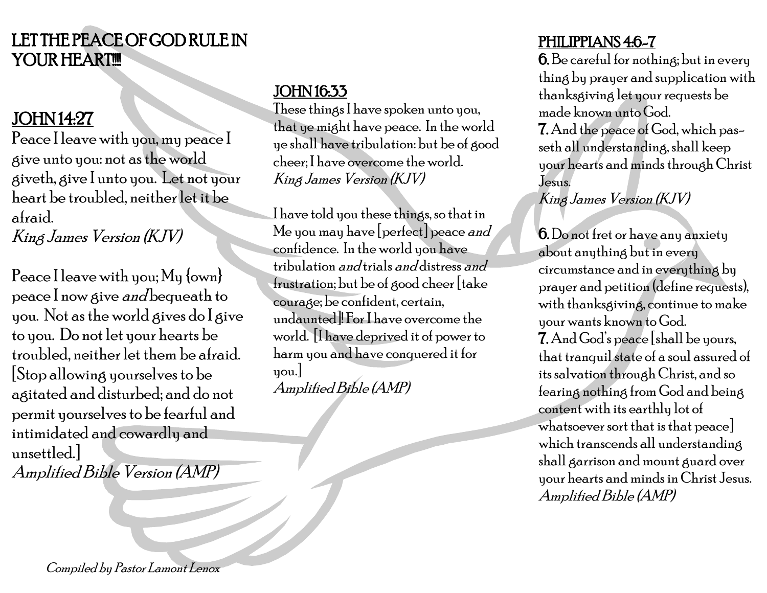# LET THE PEACE OF GOD RULE IN YOUR HEART!!!!

## JOHN 14:27

Peace I leave with you, my peace I give unto you: not as the world giveth, give I unto you. Let not your heart be troubled, neither let it be afraid.
*King James Version (KJV)*

Peace I leave with you; My {own} peace I now give *and* bequeath to you. Not as the world gives do I give to you. Do not let your hearts be troubled, neither let them be afraid. [Stop allowing yourselves to be agitated and disturbed; and do not permit yourselves to be fearful and intimidated and cowardly and unsettled.]
*Amplified Bible Version (AMP)*

## JOHN 16:33

These things I have spoken unto you, that ye might have peace. In the world ye shall have tribulation: but be of good cheer; I have overcome the world.
*King James Version (KJV)*

I have told you these things, so that in Me you may have [perfect] peace *and* confidence. In the world you have tribulation *and* trials *and* distress *and* frustration; but be of good cheer [take courage; be confident, certain, undaunted]! For I have overcome the world. [I have deprived it of power to harm you and have conquered it for you.]
*Amplified Bible (AMP)*

## PHILIPPIANS 4:6-7

**6.** Be careful for nothing; but in every thing by prayer and supplication with thanksgiving let your requests be made known unto God.
**7.** And the peace of God, which passeth all understanding, shall keep your hearts and minds through Christ Jesus.
*King James Version (KJV)*

**6.** Do not fret or have any anxiety about anything but in every circumstance and in everything by prayer and petition (define requests), with thanksgiving, continue to make your wants known to God.
**7.** And God's peace [shall be yours, that tranquil state of a soul assured of its salvation through Christ, and so fearing nothing from God and being content with its earthly lot of whatsoever sort that is that peace] which transcends all understanding shall garrison and mount guard over your hearts and minds in Christ Jesus.
*Amplified Bible (AMP)*

*Compiled by Pastor Lamont Lenox*